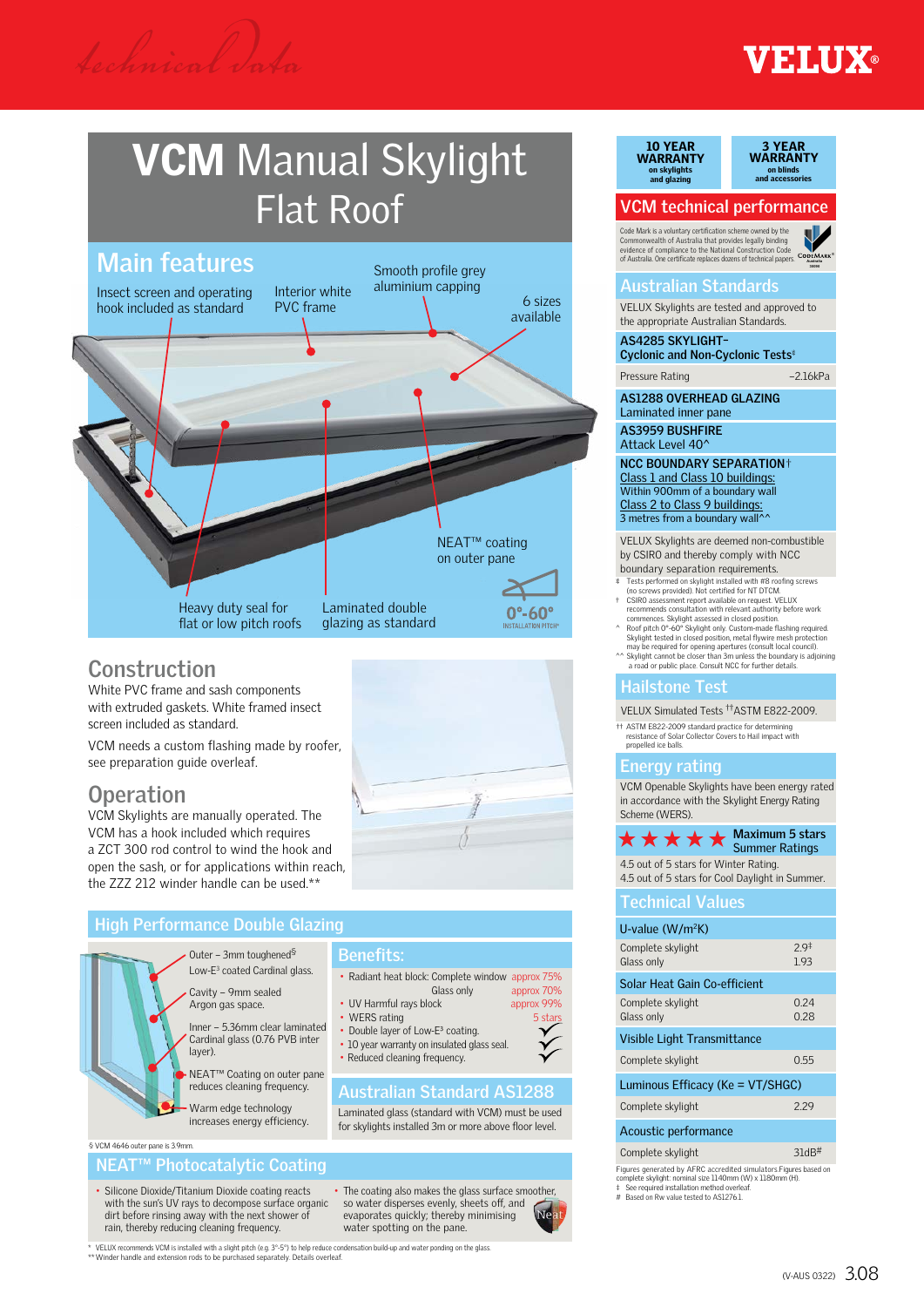# VCM Manual Skylight Flat Roof

## Main features

- Insect screen and operating hook included as standard
- Interior white PVC frame
- Smooth profile grey aluminium capping
- 6 sizes available
- NEAT™ coating on outer pane
- Heavy duty seal for flat or low pitch roofs
- Laminated double glazing as standard
- 0°-60° INSTALLATION PITCH*

## Construction

White PVC frame and sash components with extruded gaskets. White framed insect screen included as standard.

VCM needs a custom flashing made by roofer, see preparation guide overleaf.

## Operation

VCM Skylights are manually operated. The VCM has a hook included which requires a ZCT 300 rod control to wind the hook and open the sash, or for applications within reach, the ZZZ 212 winder handle can be used.**

## High Performance Double Glazing

- Outer – 3mm toughened§ Low-E³ coated Cardinal glass.
- Cavity – 9mm sealed Argon gas space.
- Inner – 5.36mm clear laminated Cardinal glass (0.76 PVB inter layer).
- NEAT™ Coating on outer pane reduces cleaning frequency.
- Warm edge technology increases energy efficiency.

§ VCM 4646 outer pane is 3.9mm.

### Benefits:

| | |
|---|---|
| • Radiant heat block: Complete window | approx 75% |
| Glass only | approx 70% |
| • UV Harmful rays block | approx 99% |
| • WERS rating | 5 stars |

- Double layer of Low-E³ coating.
- 10 year warranty on insulated glass seal.
- Reduced cleaning frequency.

### Australian Standard AS1288

Laminated glass (standard with VCM) must be used for skylights installed 3m or more above floor level.

## NEAT™ Photocatalytic Coating

- Silicone Dioxide/Titanium Dioxide coating reacts with the sun's UV rays to decompose surface organic dirt before rinsing away with the next shower of rain, thereby reducing cleaning frequency.
- The coating also makes the glass surface smoother, so water disperses evenly, sheets off, and evaporates quickly; thereby minimising water spotting on the pane.

\* VELUX recommends VCM is installed with a slight pitch (e.g. 3°-5°) to help reduce condensation build-up and water ponding on the glass.
\*\* Winder handle and extension rods to be purchased separately. Details overleaf.

---

**10 YEAR WARRANTY** on skylights and glazing | **3 YEAR WARRANTY** on blinds and accessories

## VCM technical performance

Code Mark is a voluntary certification scheme owned by the Commonwealth of Australia that provides legally binding evidence of compliance to the National Construction Code of Australia. One certificate replaces dozens of technical papers.

### Australian Standards

VELUX Skylights are tested and approved to the appropriate Australian Standards.

**AS4285 SKYLIGHT– Cyclonic and Non-Cyclonic Tests‡**

| | |
|---|---|
| Pressure Rating | –2.16kPa |

**AS1288 OVERHEAD GLAZING**
Laminated inner pane

**AS3959 BUSHFIRE**
Attack Level 40^

**NCC BOUNDARY SEPARATION†**
Class 1 and Class 10 buildings: Within 900mm of a boundary wall
Class 2 to Class 9 buildings: 3 metres from a boundary wall^^

VELUX Skylights are deemed non-combustible by CSIRO and thereby comply with NCC boundary separation requirements.

‡ Tests performed on skylight installed with #8 roofing screws (no screws provided). Not certified for NT DTCM.
† CSIRO assessment report available on request. VELUX recommends consultation with relevant authority before work commences. Skylight assessed in closed position.
^ Roof pitch 0°-60° Skylight only. Custom-made flashing required. Skylight tested in closed position, metal flywire mesh protection may be required for opening apertures (consult local council).
^^ Skylight cannot be closer than 3m unless the boundary is adjoining a road or public place. Consult NCC for further details.

### Hailstone Test

VELUX Simulated Tests ††ASTM E822-2009.

†† ASTM E822-2009 standard practice for determining resistance of Solar Collector Covers to Hail impact with propelled ice balls.

### Energy rating

VCM Openable Skylights have been energy rated in accordance with the Skylight Energy Rating Scheme (WERS).

★★★★★ Maximum 5 stars Summer Ratings

4.5 out of 5 stars for Winter Rating.
4.5 out of 5 stars for Cool Daylight in Summer.

### Technical Values

| U-value (W/m²K) | |
|---|---|
| Complete skylight | 2.9‡ |
| Glass only | 1.93 |
| **Solar Heat Gain Co-efficient** | |
| Complete skylight | 0.24 |
| Glass only | 0.28 |
| **Visible Light Transmittance** | |
| Complete skylight | 0.55 |
| **Luminous Efficacy (Ke = VT/SHGC)** | |
| Complete skylight | 2.29 |
| **Acoustic performance** | |
| Complete skylight | 31dB# |

Figures generated by AFRC accredited simulators.Figures based on complete skylight: nominal size 1140mm (W) x 1180mm (H).
‡ See required installation method overleaf.
\# Based on Rw value tested to AS1276.1.

(V-AUS 0322) 3.08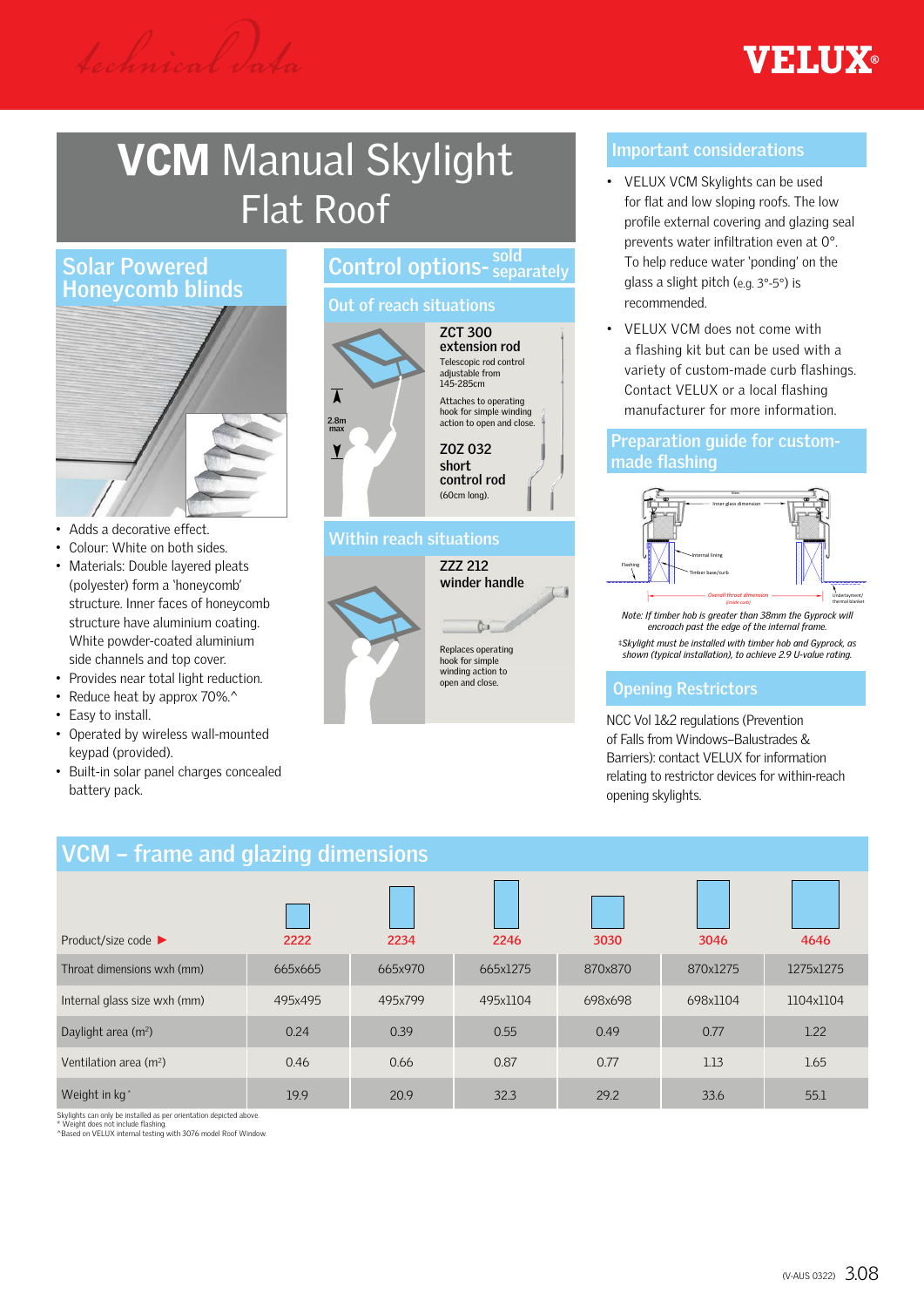# VCM Manual Skylight Flat Roof

## Solar Powered Honeycomb blinds

- Adds a decorative effect.
- Colour: White on both sides.
- Materials: Double layered pleats (polyester) form a 'honeycomb' structure. Inner faces of honeycomb structure have aluminium coating. White powder-coated aluminium side channels and top cover.
- Provides near total light reduction.
- Reduce heat by approx 70%.^
- Easy to install.
- Operated by wireless wall-mounted keypad (provided).
- Built-in solar panel charges concealed battery pack.

## Control options- sold separately

### Out of reach situations

2.8m max

**ZCT 300 extension rod**

Telescopic rod control adjustable from 145-285cm

Attaches to operating hook for simple winding action to open and close.

**ZOZ 032 short control rod**

(60cm long).

### Within reach situations

**ZZZ 212 winder handle**

Replaces operating hook for simple winding action to open and close.

## Important considerations

- VELUX VCM Skylights can be used for flat and low sloping roofs. The low profile external covering and glazing seal prevents water infiltration even at 0°. To help reduce water 'ponding' on the glass a slight pitch (e.g. 3°-5°) is recommended.
- VELUX VCM does not come with a flashing kit but can be used with a variety of custom-made curb flashings. Contact VELUX or a local flashing manufacturer for more information.

## Preparation guide for custom-made flashing

Inner glass dimension

Internal lining

Flashing

Timber base/curb

Overall throat dimension (inside curb)

Underlayment/ thermal blanket

*Note: If timber hob is greater than 38mm the Gyprock will encroach past the edge of the internal frame.*

*‡Skylight must be installed with timber hob and Gyprock, as shown (typical installation), to achieve 2.9 U-value rating.*

## Opening Restrictors

NCC Vol 1&2 regulations (Prevention of Falls from Windows–Balustrades & Barriers): contact VELUX for information relating to restrictor devices for within-reach opening skylights.

## VCM – frame and glazing dimensions

| Product/size code ► | 2222 | 2234 | 2246 | 3030 | 3046 | 4646 |
|---|---|---|---|---|---|---|
| Throat dimensions wxh (mm) | 665x665 | 665x970 | 665x1275 | 870x870 | 870x1275 | 1275x1275 |
| Internal glass size wxh (mm) | 495x495 | 495x799 | 495x1104 | 698x698 | 698x1104 | 1104x1104 |
| Daylight area (m²) | 0.24 | 0.39 | 0.55 | 0.49 | 0.77 | 1.22 |
| Ventilation area (m²) | 0.46 | 0.66 | 0.87 | 0.77 | 1.13 | 1.65 |
| Weight in kg* | 19.9 | 20.9 | 32.3 | 29.2 | 33.6 | 55.1 |

Skylights can only be installed as per orientation depicted above.
\* Weight does not include flashing.
^Based on VELUX internal testing with 3076 model Roof Window.

(V-AUS 0322)